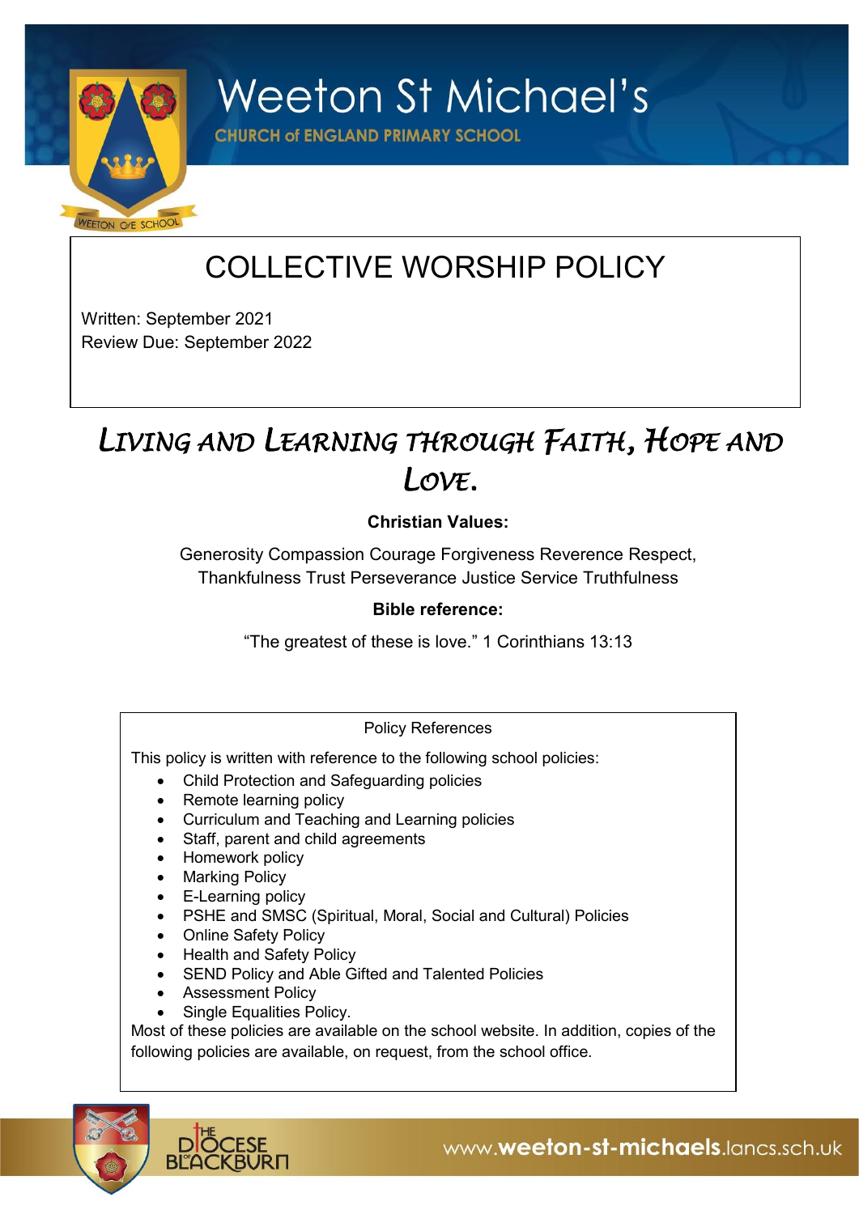# Weeton St Michael's

**CHURCH of ENGLAND PRIMARY SCHOOL**

## COLLECTIVE WORSHIP POLICY

Written: September 2021
Review Due: September 2022

## *Living and Learning through Faith, Hope and Love.*

**Christian Values:**

Generosity Compassion Courage Forgiveness Reverence Respect, Thankfulness Trust Perseverance Justice Service Truthfulness

**Bible reference:**

"The greatest of these is love." 1 Corinthians 13:13

Policy References

This policy is written with reference to the following school policies:

- Child Protection and Safeguarding policies
- Remote learning policy
- Curriculum and Teaching and Learning policies
- Staff, parent and child agreements
- Homework policy
- Marking Policy
- E-Learning policy
- PSHE and SMSC (Spiritual, Moral, Social and Cultural) Policies
- Online Safety Policy
- Health and Safety Policy
- SEND Policy and Able Gifted and Talented Policies
- Assessment Policy
- Single Equalities Policy.

Most of these policies are available on the school website. In addition, copies of the following policies are available, on request, from the school office.

THE DIOCESE of BLACKBURN

www.weeton-st-michaels.lancs.sch.uk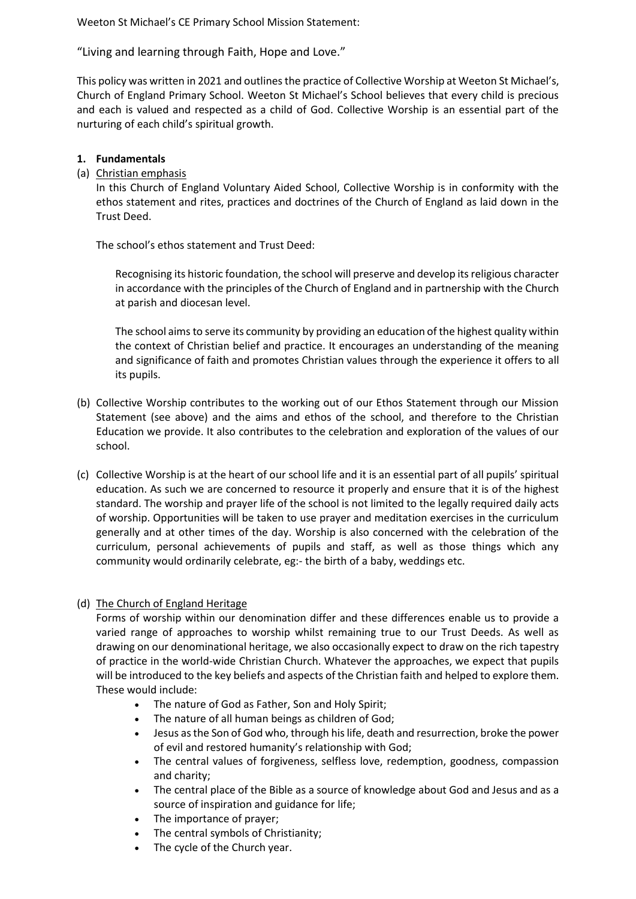Weeton St Michael's CE Primary School Mission Statement:

"Living and learning through Faith, Hope and Love."

This policy was written in 2021 and outlines the practice of Collective Worship at Weeton St Michael's, Church of England Primary School. Weeton St Michael's School believes that every child is precious and each is valued and respected as a child of God. Collective Worship is an essential part of the nurturing of each child's spiritual growth.

**1. Fundamentals**

(a) <u>Christian emphasis</u>

In this Church of England Voluntary Aided School, Collective Worship is in conformity with the ethos statement and rites, practices and doctrines of the Church of England as laid down in the Trust Deed.

The school's ethos statement and Trust Deed:

> Recognising its historic foundation, the school will preserve and develop its religious character in accordance with the principles of the Church of England and in partnership with the Church at parish and diocesan level.
>
> The school aims to serve its community by providing an education of the highest quality within the context of Christian belief and practice. It encourages an understanding of the meaning and significance of faith and promotes Christian values through the experience it offers to all its pupils.

(b) Collective Worship contributes to the working out of our Ethos Statement through our Mission Statement (see above) and the aims and ethos of the school, and therefore to the Christian Education we provide. It also contributes to the celebration and exploration of the values of our school.

(c) Collective Worship is at the heart of our school life and it is an essential part of all pupils' spiritual education. As such we are concerned to resource it properly and ensure that it is of the highest standard. The worship and prayer life of the school is not limited to the legally required daily acts of worship. Opportunities will be taken to use prayer and meditation exercises in the curriculum generally and at other times of the day. Worship is also concerned with the celebration of the curriculum, personal achievements of pupils and staff, as well as those things which any community would ordinarily celebrate, eg:- the birth of a baby, weddings etc.

(d) <u>The Church of England Heritage</u>

Forms of worship within our denomination differ and these differences enable us to provide a varied range of approaches to worship whilst remaining true to our Trust Deeds. As well as drawing on our denominational heritage, we also occasionally expect to draw on the rich tapestry of practice in the world-wide Christian Church. Whatever the approaches, we expect that pupils will be introduced to the key beliefs and aspects of the Christian faith and helped to explore them. These would include:

- The nature of God as Father, Son and Holy Spirit;
- The nature of all human beings as children of God;
- Jesus as the Son of God who, through his life, death and resurrection, broke the power of evil and restored humanity's relationship with God;
- The central values of forgiveness, selfless love, redemption, goodness, compassion and charity;
- The central place of the Bible as a source of knowledge about God and Jesus and as a source of inspiration and guidance for life;
- The importance of prayer;
- The central symbols of Christianity;
- The cycle of the Church year.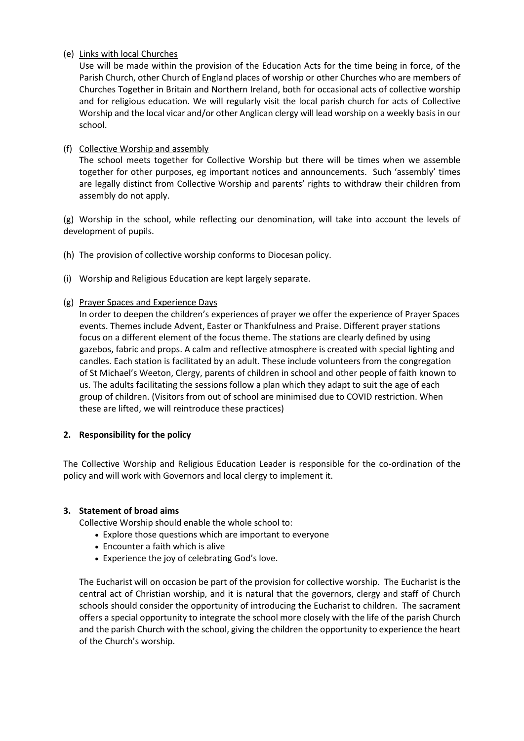(e) Links with local Churches

Use will be made within the provision of the Education Acts for the time being in force, of the Parish Church, other Church of England places of worship or other Churches who are members of Churches Together in Britain and Northern Ireland, both for occasional acts of collective worship and for religious education. We will regularly visit the local parish church for acts of Collective Worship and the local vicar and/or other Anglican clergy will lead worship on a weekly basis in our school.

(f) Collective Worship and assembly

The school meets together for Collective Worship but there will be times when we assemble together for other purposes, eg important notices and announcements. Such 'assembly' times are legally distinct from Collective Worship and parents' rights to withdraw their children from assembly do not apply.

(g) Worship in the school, while reflecting our denomination, will take into account the levels of development of pupils.

(h) The provision of collective worship conforms to Diocesan policy.

(i) Worship and Religious Education are kept largely separate.

(g) Prayer Spaces and Experience Days

In order to deepen the children's experiences of prayer we offer the experience of Prayer Spaces events. Themes include Advent, Easter or Thankfulness and Praise. Different prayer stations focus on a different element of the focus theme. The stations are clearly defined by using gazebos, fabric and props. A calm and reflective atmosphere is created with special lighting and candles. Each station is facilitated by an adult. These include volunteers from the congregation of St Michael's Weeton, Clergy, parents of children in school and other people of faith known to us. The adults facilitating the sessions follow a plan which they adapt to suit the age of each group of children. (Visitors from out of school are minimised due to COVID restriction. When these are lifted, we will reintroduce these practices)

## 2. Responsibility for the policy

The Collective Worship and Religious Education Leader is responsible for the co-ordination of the policy and will work with Governors and local clergy to implement it.

## 3. Statement of broad aims

Collective Worship should enable the whole school to:

- Explore those questions which are important to everyone
- Encounter a faith which is alive
- Experience the joy of celebrating God's love.

The Eucharist will on occasion be part of the provision for collective worship. The Eucharist is the central act of Christian worship, and it is natural that the governors, clergy and staff of Church schools should consider the opportunity of introducing the Eucharist to children. The sacrament offers a special opportunity to integrate the school more closely with the life of the parish Church and the parish Church with the school, giving the children the opportunity to experience the heart of the Church's worship.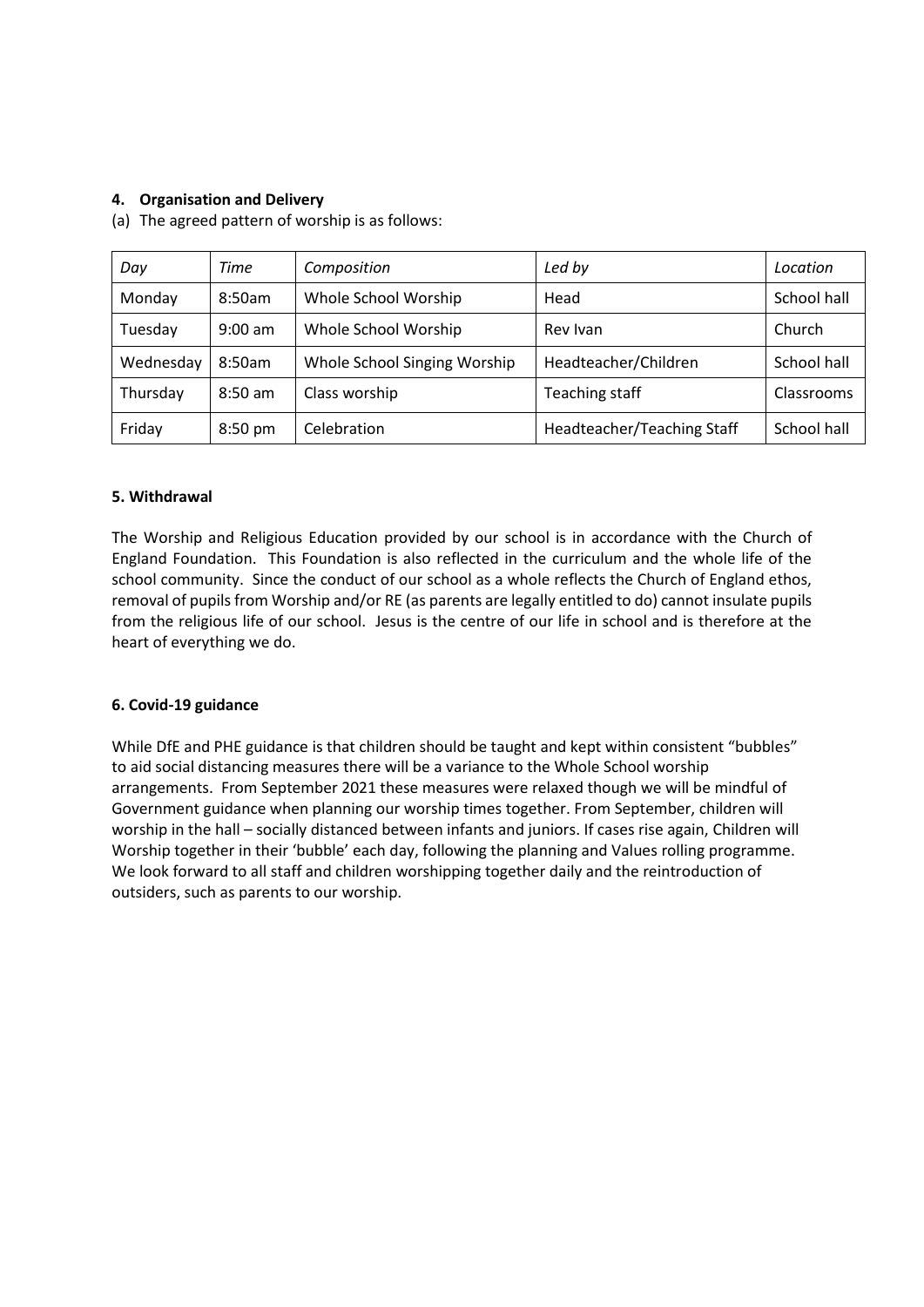**4. Organisation and Delivery**

(a) The agreed pattern of worship is as follows:

| *Day* | *Time* | *Composition* | *Led by* | *Location* |
|---|---|---|---|---|
| Monday | 8:50am | Whole School Worship | Head | School hall |
| Tuesday | 9:00 am | Whole School Worship | Rev Ivan | Church |
| Wednesday | 8:50am | Whole School Singing Worship | Headteacher/Children | School hall |
| Thursday | 8:50 am | Class worship | Teaching staff | Classrooms |
| Friday | 8:50 pm | Celebration | Headteacher/Teaching Staff | School hall |

**5. Withdrawal**

The Worship and Religious Education provided by our school is in accordance with the Church of England Foundation. This Foundation is also reflected in the curriculum and the whole life of the school community. Since the conduct of our school as a whole reflects the Church of England ethos, removal of pupils from Worship and/or RE (as parents are legally entitled to do) cannot insulate pupils from the religious life of our school. Jesus is the centre of our life in school and is therefore at the heart of everything we do.

**6. Covid-19 guidance**

While DfE and PHE guidance is that children should be taught and kept within consistent "bubbles" to aid social distancing measures there will be a variance to the Whole School worship arrangements. From September 2021 these measures were relaxed though we will be mindful of Government guidance when planning our worship times together. From September, children will worship in the hall – socially distanced between infants and juniors. If cases rise again, Children will Worship together in their 'bubble' each day, following the planning and Values rolling programme. We look forward to all staff and children worshipping together daily and the reintroduction of outsiders, such as parents to our worship.